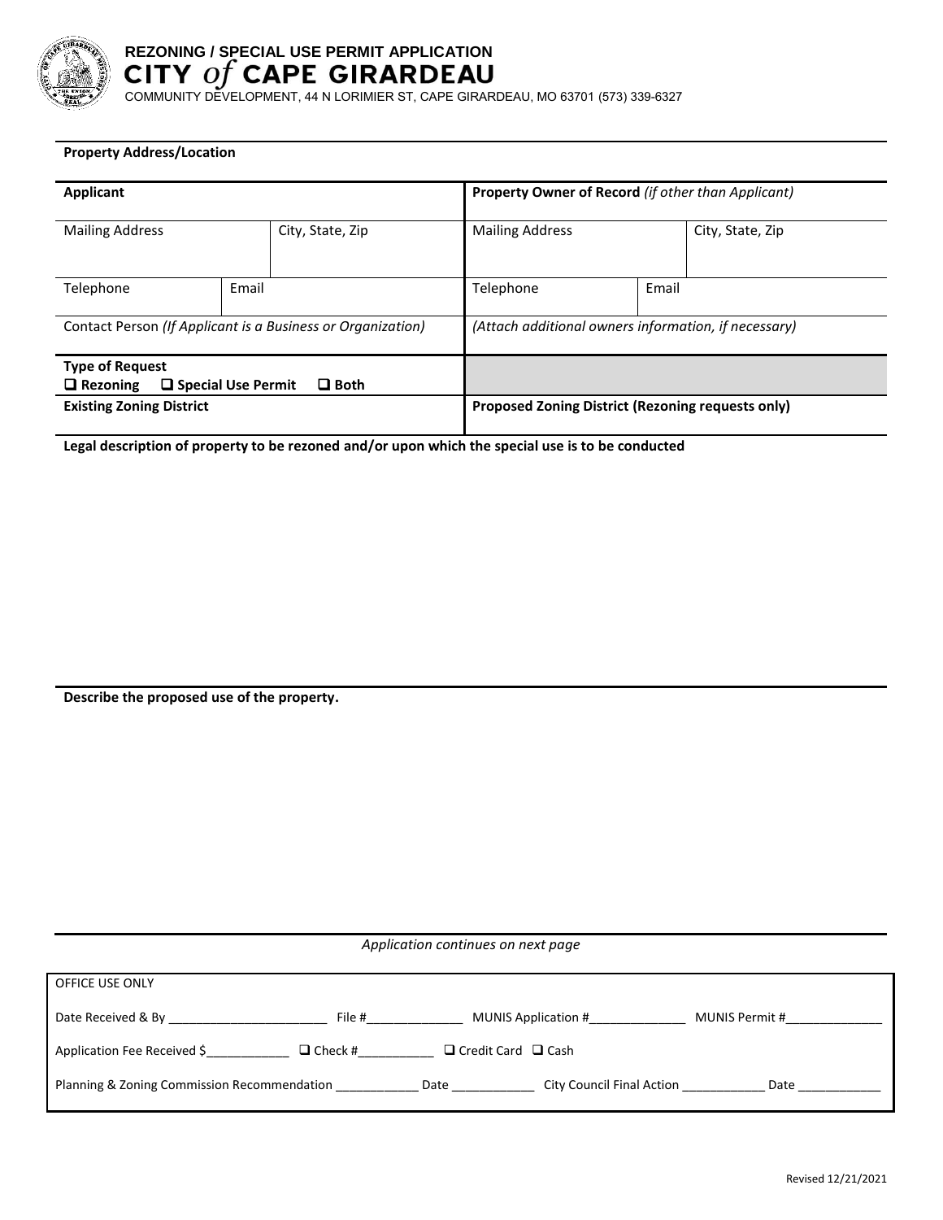# REZONING / SPECIAL USE PERMIT APPLICATION

## CITY *of* CAPE GIRARDEAU

COMMUNITY DEVELOPMENT, 44 N LORIMIER ST, CAPE GIRARDEAU, MO 63701 (573) 339-6327

**Property Address/Location**

| **Applicant** | | | **Property Owner of Record** *(if other than Applicant)* | | |
|---|---|---|---|---|---|
| Mailing Address | | City, State, Zip | Mailing Address | | City, State, Zip |
| Telephone | Email | | Telephone | Email | |
| Contact Person *(If Applicant is a Business or Organization)* | | | *(Attach additional owners information, if necessary)* | | |
| **Type of Request** ❑ **Rezoning** ❑ **Special Use Permit** ❑ **Both** | | | | | |
| **Existing Zoning District** | | | **Proposed Zoning District (Rezoning requests only)** | | |

**Legal description of property to be rezoned and/or upon which the special use is to be conducted**

**Describe the proposed use of the property.**

*Application continues on next page*

OFFICE USE ONLY

Date Received & By _______________________ File #_____________ MUNIS Application #_____________ MUNIS Permit #_____________

Application Fee Received $___________ ❑ Check #__________ ❑ Credit Card ❑ Cash

Planning & Zoning Commission Recommendation ___________ Date ___________ City Council Final Action ___________ Date ___________

Revised 12/21/2021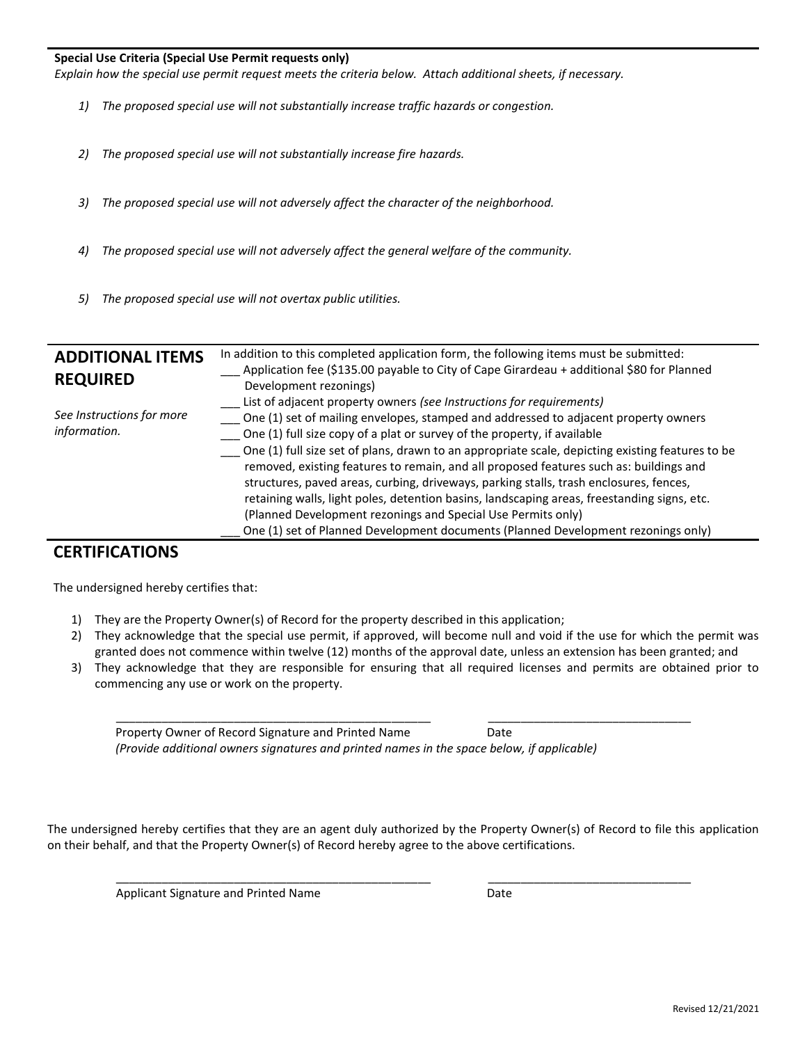**Special Use Criteria (Special Use Permit requests only)**

*Explain how the special use permit request meets the criteria below. Attach additional sheets, if necessary.*

1) *The proposed special use will not substantially increase traffic hazards or congestion.*

2) *The proposed special use will not substantially increase fire hazards.*

3) *The proposed special use will not adversely affect the character of the neighborhood.*

4) *The proposed special use will not adversely affect the general welfare of the community.*

5) *The proposed special use will not overtax public utilities.*

## ADDITIONAL ITEMS REQUIRED

*See Instructions for more information.*

In addition to this completed application form, the following items must be submitted:

___ Application fee ($135.00 payable to City of Cape Girardeau + additional $80 for Planned Development rezonings)

___ List of adjacent property owners *(see Instructions for requirements)*

___ One (1) set of mailing envelopes, stamped and addressed to adjacent property owners

___ One (1) full size copy of a plat or survey of the property, if available

___ One (1) full size set of plans, drawn to an appropriate scale, depicting existing features to be removed, existing features to remain, and all proposed features such as: buildings and structures, paved areas, curbing, driveways, parking stalls, trash enclosures, fences, retaining walls, light poles, detention basins, landscaping areas, freestanding signs, etc. (Planned Development rezonings and Special Use Permits only)

___ One (1) set of Planned Development documents (Planned Development rezonings only)

## CERTIFICATIONS

The undersigned hereby certifies that:

1) They are the Property Owner(s) of Record for the property described in this application;
2) They acknowledge that the special use permit, if approved, will become null and void if the use for which the permit was granted does not commence within twelve (12) months of the approval date, unless an extension has been granted; and
3) They acknowledge that they are responsible for ensuring that all required licenses and permits are obtained prior to commencing any use or work on the property.

_______________________________________________ _______________________________

Property Owner of Record Signature and Printed Name Date

*(Provide additional owners signatures and printed names in the space below, if applicable)*

The undersigned hereby certifies that they are an agent duly authorized by the Property Owner(s) of Record to file this application on their behalf, and that the Property Owner(s) of Record hereby agree to the above certifications.

_______________________________________________ _______________________________

Applicant Signature and Printed Name Date

Revised 12/21/2021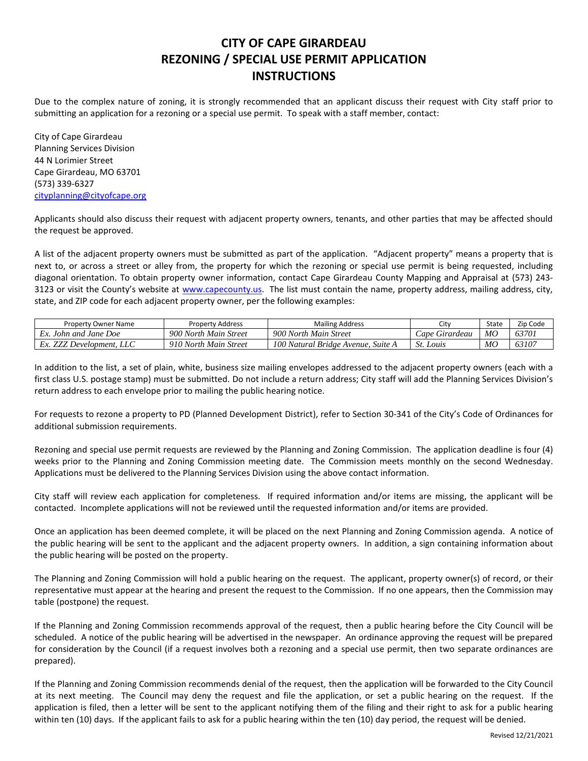# CITY OF CAPE GIRARDEAU
# REZONING / SPECIAL USE PERMIT APPLICATION
# INSTRUCTIONS

Due to the complex nature of zoning, it is strongly recommended that an applicant discuss their request with City staff prior to submitting an application for a rezoning or a special use permit. To speak with a staff member, contact:

City of Cape Girardeau
Planning Services Division
44 N Lorimier Street
Cape Girardeau, MO 63701
(573) 339-6327
cityplanning@cityofcape.org

Applicants should also discuss their request with adjacent property owners, tenants, and other parties that may be affected should the request be approved.

A list of the adjacent property owners must be submitted as part of the application. "Adjacent property" means a property that is next to, or across a street or alley from, the property for which the rezoning or special use permit is being requested, including diagonal orientation. To obtain property owner information, contact Cape Girardeau County Mapping and Appraisal at (573) 243-3123 or visit the County's website at www.capecounty.us. The list must contain the name, property address, mailing address, city, state, and ZIP code for each adjacent property owner, per the following examples:

| Property Owner Name | Property Address | Mailing Address | City | State | Zip Code |
|---|---|---|---|---|---|
| *Ex. John and Jane Doe* | *900 North Main Street* | *900 North Main Street* | *Cape Girardeau* | *MO* | *63701* |
| *Ex. ZZZ Development, LLC* | *910 North Main Street* | *100 Natural Bridge Avenue, Suite A* | *St. Louis* | *MO* | *63107* |

In addition to the list, a set of plain, white, business size mailing envelopes addressed to the adjacent property owners (each with a first class U.S. postage stamp) must be submitted. Do not include a return address; City staff will add the Planning Services Division's return address to each envelope prior to mailing the public hearing notice.

For requests to rezone a property to PD (Planned Development District), refer to Section 30-341 of the City's Code of Ordinances for additional submission requirements.

Rezoning and special use permit requests are reviewed by the Planning and Zoning Commission. The application deadline is four (4) weeks prior to the Planning and Zoning Commission meeting date. The Commission meets monthly on the second Wednesday. Applications must be delivered to the Planning Services Division using the above contact information.

City staff will review each application for completeness. If required information and/or items are missing, the applicant will be contacted. Incomplete applications will not be reviewed until the requested information and/or items are provided.

Once an application has been deemed complete, it will be placed on the next Planning and Zoning Commission agenda. A notice of the public hearing will be sent to the applicant and the adjacent property owners. In addition, a sign containing information about the public hearing will be posted on the property.

The Planning and Zoning Commission will hold a public hearing on the request. The applicant, property owner(s) of record, or their representative must appear at the hearing and present the request to the Commission. If no one appears, then the Commission may table (postpone) the request.

If the Planning and Zoning Commission recommends approval of the request, then a public hearing before the City Council will be scheduled. A notice of the public hearing will be advertised in the newspaper. An ordinance approving the request will be prepared for consideration by the Council (if a request involves both a rezoning and a special use permit, then two separate ordinances are prepared).

If the Planning and Zoning Commission recommends denial of the request, then the application will be forwarded to the City Council at its next meeting. The Council may deny the request and file the application, or set a public hearing on the request. If the application is filed, then a letter will be sent to the applicant notifying them of the filing and their right to ask for a public hearing within ten (10) days. If the applicant fails to ask for a public hearing within the ten (10) day period, the request will be denied.

Revised 12/21/2021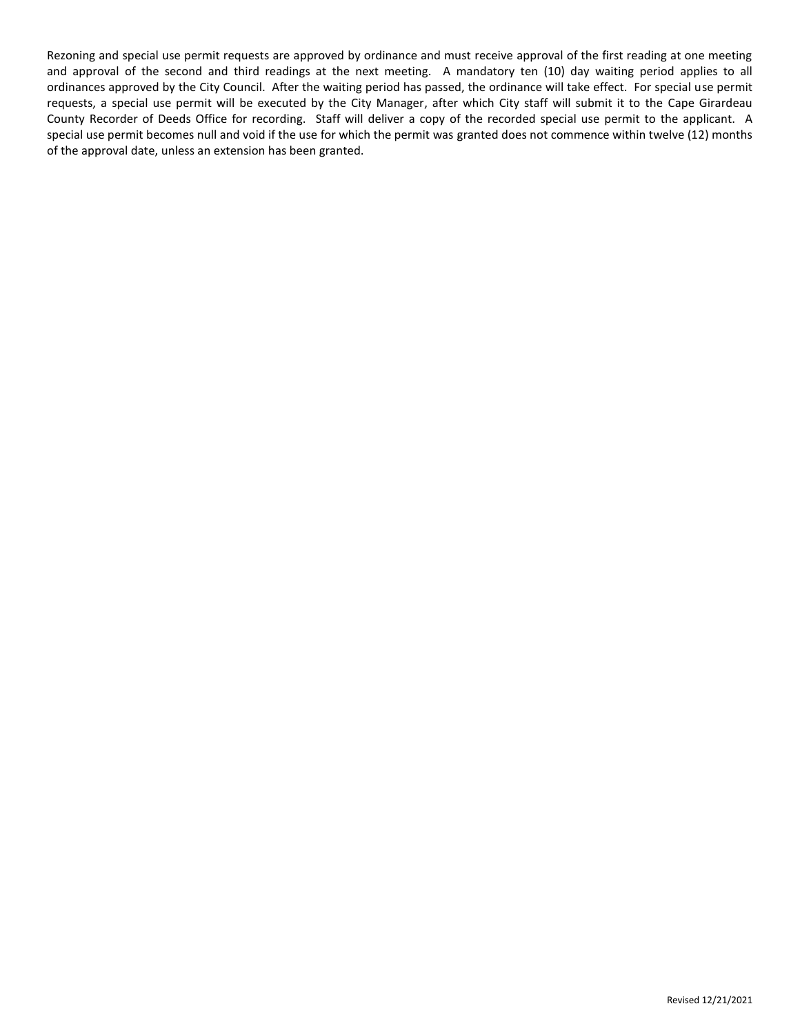Rezoning and special use permit requests are approved by ordinance and must receive approval of the first reading at one meeting and approval of the second and third readings at the next meeting. A mandatory ten (10) day waiting period applies to all ordinances approved by the City Council. After the waiting period has passed, the ordinance will take effect. For special use permit requests, a special use permit will be executed by the City Manager, after which City staff will submit it to the Cape Girardeau County Recorder of Deeds Office for recording. Staff will deliver a copy of the recorded special use permit to the applicant. A special use permit becomes null and void if the use for which the permit was granted does not commence within twelve (12) months of the approval date, unless an extension has been granted.

Revised 12/21/2021